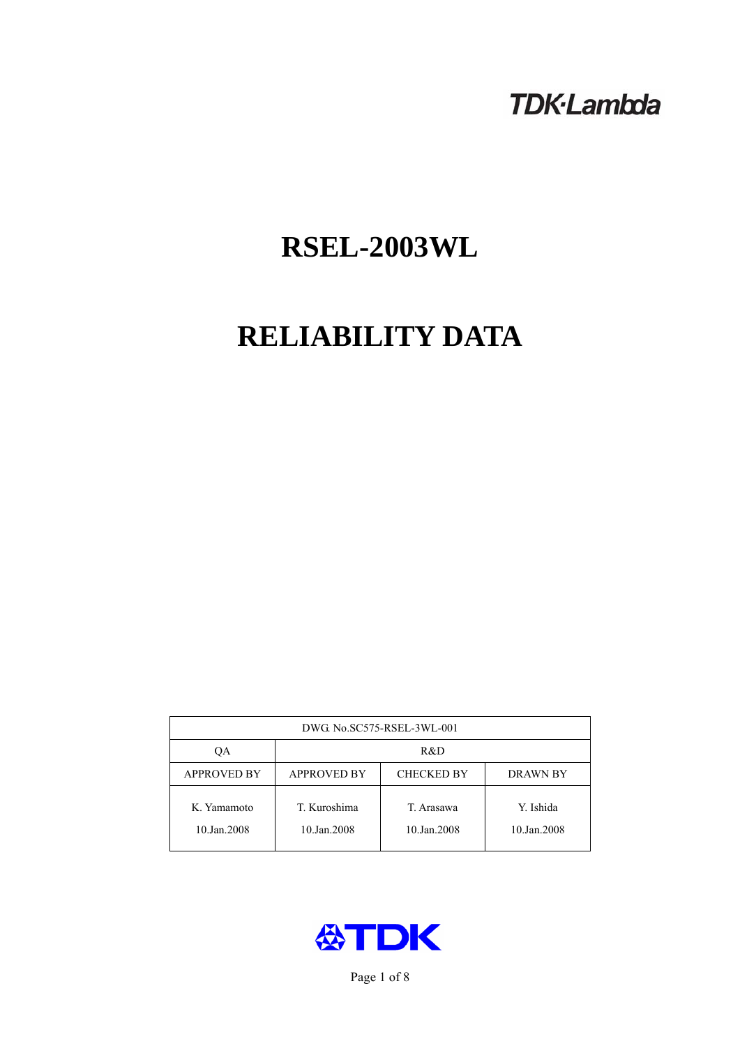TDK·Lambda

# RSEL-2003WL

# RELIABILITY DATA

| DWG. No.SC575-RSEL-3WL-001 | | | |
|---|---|---|---|
| QA | R&D | | |
| APPROVED BY | APPROVED BY | CHECKED BY | DRAWN BY |
| K. Yamamoto<br>10.Jan.2008 | T. Kuroshima<br>10.Jan.2008 | T. Arasawa<br>10.Jan.2008 | Y. Ishida<br>10.Jan.2008 |

TDK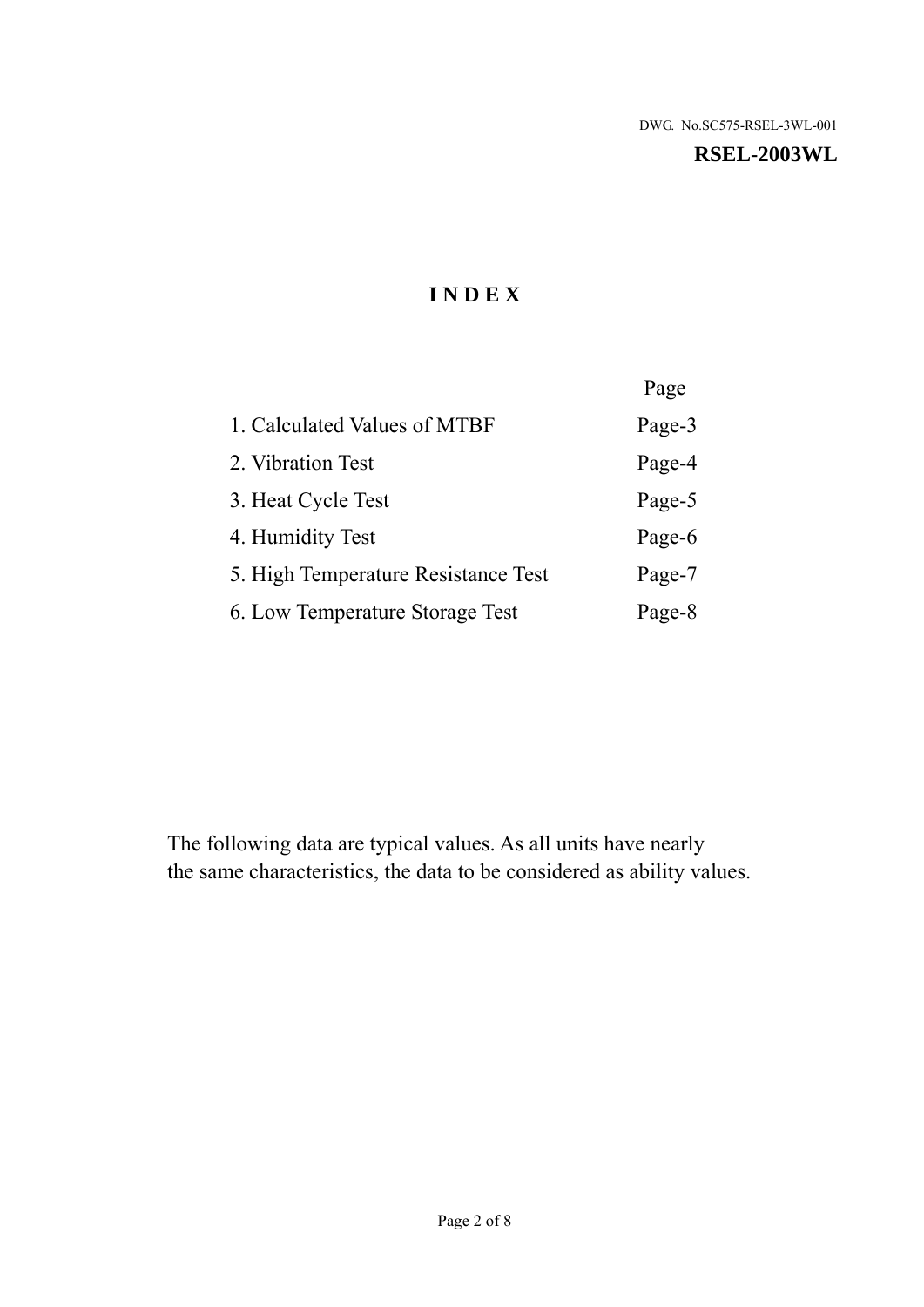DWG. No.SC575-RSEL-3WL-001

**RSEL-2003WL**

# I N D E X

| | Page |
|---|---|
| 1. Calculated Values of MTBF | Page-3 |
| 2. Vibration Test | Page-4 |
| 3. Heat Cycle Test | Page-5 |
| 4. Humidity Test | Page-6 |
| 5. High Temperature Resistance Test | Page-7 |
| 6. Low Temperature Storage Test | Page-8 |

The following data are typical values. As all units have nearly the same characteristics, the data to be considered as ability values.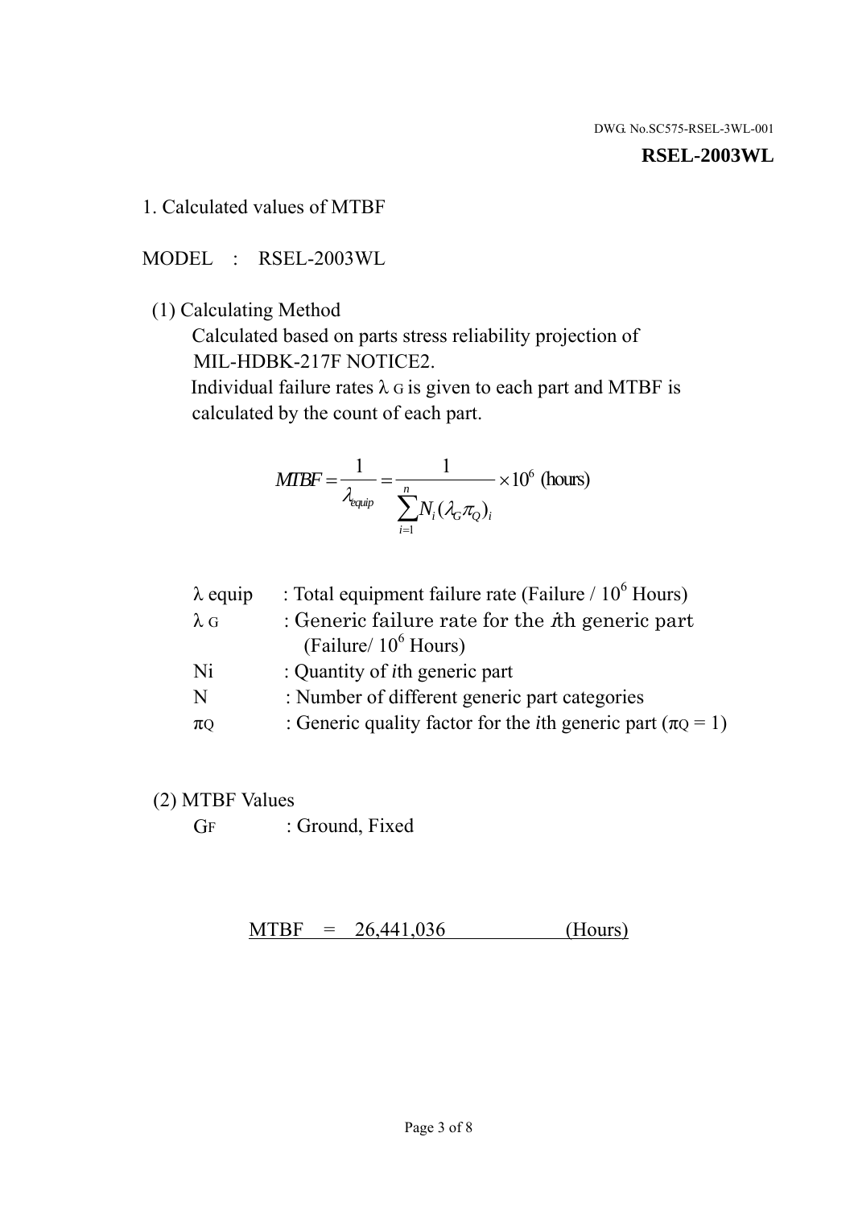DWG. No.SC575-RSEL-3WL-001

**RSEL-2003WL**

1. Calculated values of MTBF

MODEL : RSEL-2003WL

(1) Calculating Method

Calculated based on parts stress reliability projection of MIL-HDBK-217F NOTICE2.

Individual failure rates $\lambda_G$ is given to each part and MTBF is calculated by the count of each part.

$$MTBF = \frac{1}{\lambda_{equip}} = \frac{1}{\sum_{i=1}^{n} N_i (\lambda_G \pi_Q)_i} \times 10^6 \text{ (hours)}$$

| | |
|---|---|
| $\lambda$ equip | : Total equipment failure rate (Failure / $10^6$ Hours) |
| $\lambda_G$ | : Generic failure rate for the $i$th generic part (Failure/ $10^6$ Hours) |
| Ni | : Quantity of $i$th generic part |
| N | : Number of different generic part categories |
| $\pi_Q$ | : Generic quality factor for the $i$th generic part ($\pi_Q = 1$) |

(2) MTBF Values

$G_F$ : Ground, Fixed

MTBF = 26,441,036 (Hours)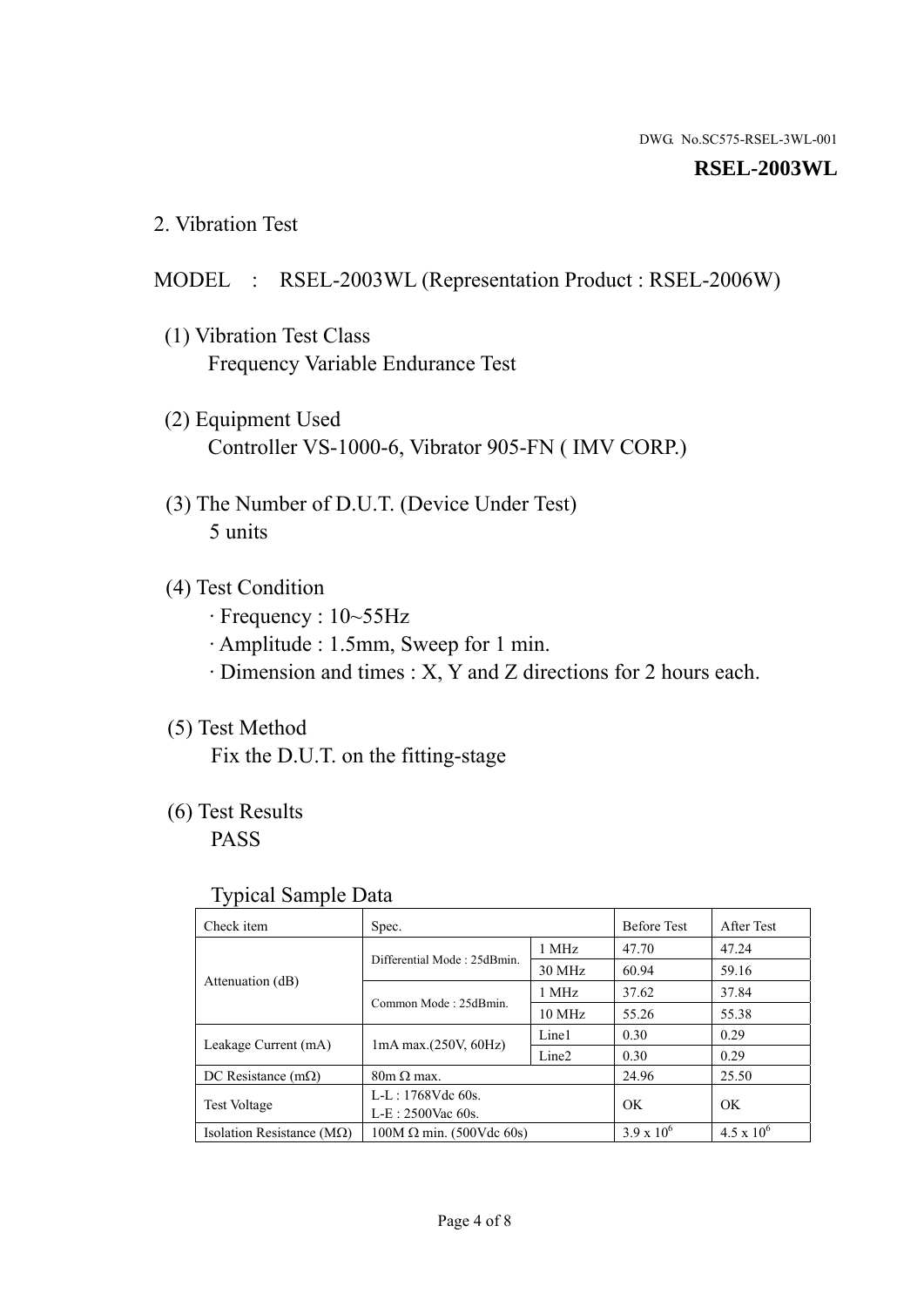DWG. No.SC575-RSEL-3WL-001

**RSEL-2003WL**

## 2. Vibration Test

MODEL : RSEL-2003WL (Representation Product : RSEL-2006W)

(1) Vibration Test Class
Frequency Variable Endurance Test

(2) Equipment Used
Controller VS-1000-6, Vibrator 905-FN ( IMV CORP.)

(3) The Number of D.U.T. (Device Under Test)
5 units

(4) Test Condition
· Frequency : 10~55Hz
· Amplitude : 1.5mm, Sweep for 1 min.
· Dimension and times : X, Y and Z directions for 2 hours each.

(5) Test Method
Fix the D.U.T. on the fitting-stage

(6) Test Results
PASS

Typical Sample Data

| Check item | Spec. | | Before Test | After Test |
|---|---|---|---|---|
| Attenuation (dB) | Differential Mode : 25dBmin. | 1 MHz | 47.70 | 47.24 |
| | | 30 MHz | 60.94 | 59.16 |
| | Common Mode : 25dBmin. | 1 MHz | 37.62 | 37.84 |
| | | 10 MHz | 55.26 | 55.38 |
| Leakage Current (mA) | 1mA max.(250V, 60Hz) | Line1 | 0.30 | 0.29 |
| | | Line2 | 0.30 | 0.29 |
| DC Resistance (mΩ) | 80m Ω max. | | 24.96 | 25.50 |
| Test Voltage | L-L : 1768Vdc 60s. L-E : 2500Vac 60s. | | OK | OK |
| Isolation Resistance (MΩ) | 100M Ω min. (500Vdc 60s) | | $3.9 \times 10^6$ | $4.5 \times 10^6$ |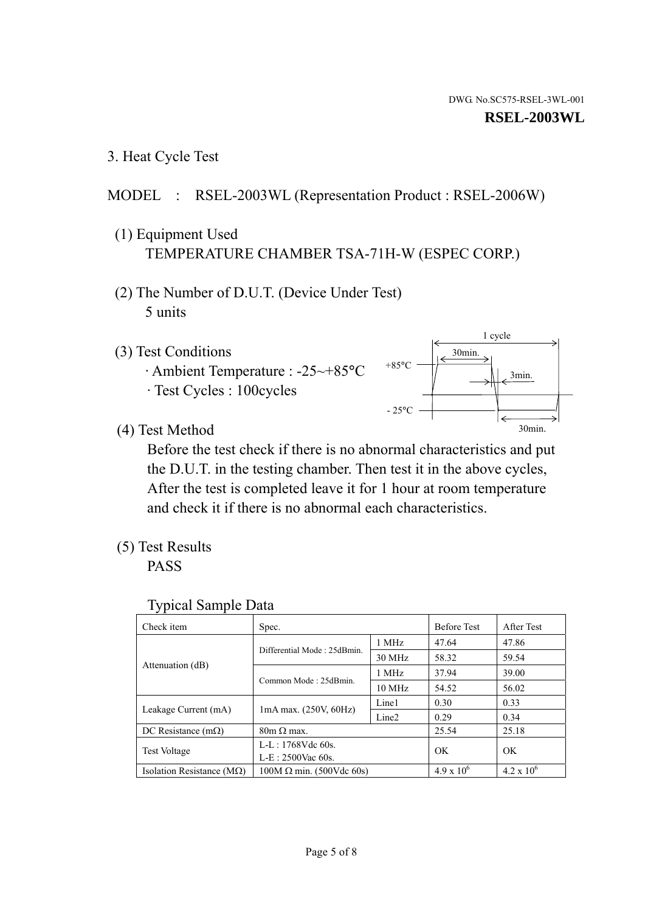DWG. No.SC575-RSEL-3WL-001

**RSEL-2003WL**

## 3. Heat Cycle Test

MODEL : RSEL-2003WL (Representation Product : RSEL-2006W)

(1) Equipment Used

TEMPERATURE CHAMBER TSA-71H-W (ESPEC CORP.)

(2) The Number of D.U.T. (Device Under Test)

5 units

(3) Test Conditions

· Ambient Temperature : -25~+85°C

· Test Cycles : 100cycles

1 cycle

30min.

+85°C

3min.

- 25°C

30min.

(4) Test Method

Before the test check if there is no abnormal characteristics and put the D.U.T. in the testing chamber. Then test it in the above cycles, After the test is completed leave it for 1 hour at room temperature and check it if there is no abnormal each characteristics.

(5) Test Results

PASS

Typical Sample Data

| Check item | Spec. | | Before Test | After Test |
|---|---|---|---|---|
| Attenuation (dB) | Differential Mode : 25dBmin. | 1 MHz | 47.64 | 47.86 |
| | | 30 MHz | 58.32 | 59.54 |
| | Common Mode : 25dBmin. | 1 MHz | 37.94 | 39.00 |
| | | 10 MHz | 54.52 | 56.02 |
| Leakage Current (mA) | 1mA max. (250V, 60Hz) | Line1 | 0.30 | 0.33 |
| | | Line2 | 0.29 | 0.34 |
| DC Resistance (mΩ) | 80m Ω max. | | 25.54 | 25.18 |
| Test Voltage | L-L : 1768Vdc 60s.<br>L-E : 2500Vac 60s. | | OK | OK |
| Isolation Resistance (MΩ) | 100M Ω min. (500Vdc 60s) | | $4.9 \times 10^6$ | $4.2 \times 10^6$ |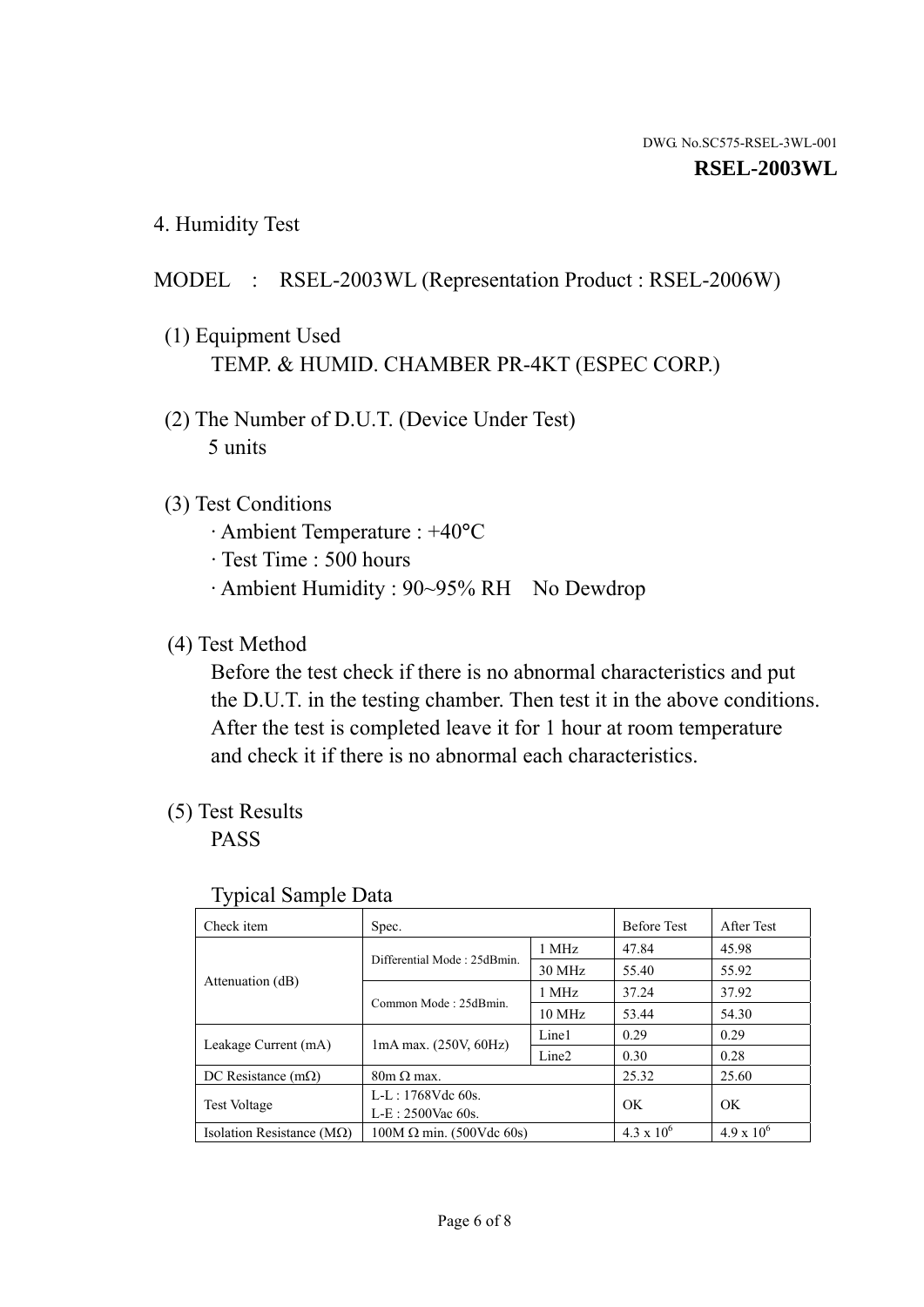DWG. No.SC575-RSEL-3WL-001

**RSEL-2003WL**

## 4. Humidity Test

MODEL : RSEL-2003WL (Representation Product : RSEL-2006W)

(1) Equipment Used
TEMP. & HUMID. CHAMBER PR-4KT (ESPEC CORP.)

(2) The Number of D.U.T. (Device Under Test)
5 units

(3) Test Conditions
· Ambient Temperature : +40°C
· Test Time : 500 hours
· Ambient Humidity : 90~95% RH No Dewdrop

(4) Test Method
Before the test check if there is no abnormal characteristics and put the D.U.T. in the testing chamber. Then test it in the above conditions. After the test is completed leave it for 1 hour at room temperature and check it if there is no abnormal each characteristics.

(5) Test Results
PASS

Typical Sample Data

| Check item | Spec. | | Before Test | After Test |
|---|---|---|---|---|
| Attenuation (dB) | Differential Mode : 25dBmin. | 1 MHz | 47.84 | 45.98 |
| | | 30 MHz | 55.40 | 55.92 |
| | Common Mode : 25dBmin. | 1 MHz | 37.24 | 37.92 |
| | | 10 MHz | 53.44 | 54.30 |
| Leakage Current (mA) | 1mA max. (250V, 60Hz) | Line1 | 0.29 | 0.29 |
| | | Line2 | 0.30 | 0.28 |
| DC Resistance (mΩ) | 80m Ω max. | | 25.32 | 25.60 |
| Test Voltage | L-L : 1768Vdc 60s.<br>L-E : 2500Vac 60s. | | OK | OK |
| Isolation Resistance (MΩ) | 100M Ω min. (500Vdc 60s) | | $4.3 \times 10^6$ | $4.9 \times 10^6$ |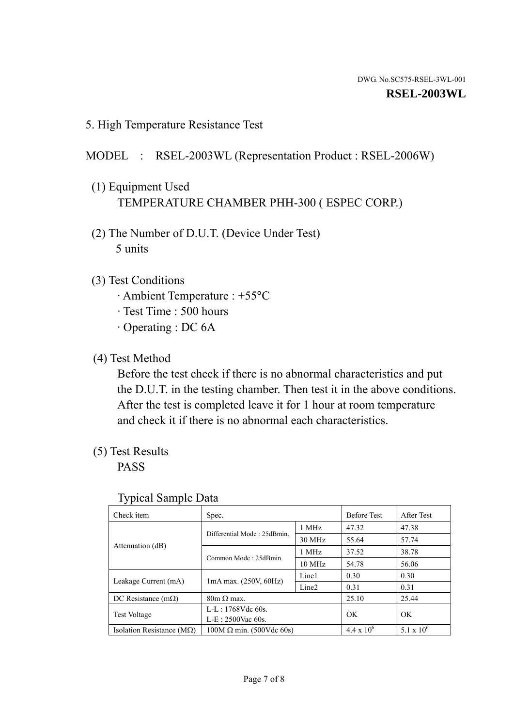DWG. No.SC575-RSEL-3WL-001

**RSEL-2003WL**

## 5. High Temperature Resistance Test

MODEL : RSEL-2003WL (Representation Product : RSEL-2006W)

(1) Equipment Used
TEMPERATURE CHAMBER PHH-300 ( ESPEC CORP.)

(2) The Number of D.U.T. (Device Under Test)
5 units

(3) Test Conditions
· Ambient Temperature : +55°C
· Test Time : 500 hours
· Operating : DC 6A

(4) Test Method
Before the test check if there is no abnormal characteristics and put the D.U.T. in the testing chamber. Then test it in the above conditions. After the test is completed leave it for 1 hour at room temperature and check it if there is no abnormal each characteristics.

(5) Test Results
PASS

Typical Sample Data

| Check item | Spec. | | Before Test | After Test |
|---|---|---|---|---|
| Attenuation (dB) | Differential Mode : 25dBmin. | 1 MHz | 47.32 | 47.38 |
| | | 30 MHz | 55.64 | 57.74 |
| | Common Mode : 25dBmin. | 1 MHz | 37.52 | 38.78 |
| | | 10 MHz | 54.78 | 56.06 |
| Leakage Current (mA) | 1mA max. (250V, 60Hz) | Line1 | 0.30 | 0.30 |
| | | Line2 | 0.31 | 0.31 |
| DC Resistance (mΩ) | 80m Ω max. | | 25.10 | 25.44 |
| Test Voltage | L-L : 1768Vdc 60s. L-E : 2500Vac 60s. | | OK | OK |
| Isolation Resistance (MΩ) | 100M Ω min. (500Vdc 60s) | | $4.4 \times 10^6$ | $5.1 \times 10^6$ |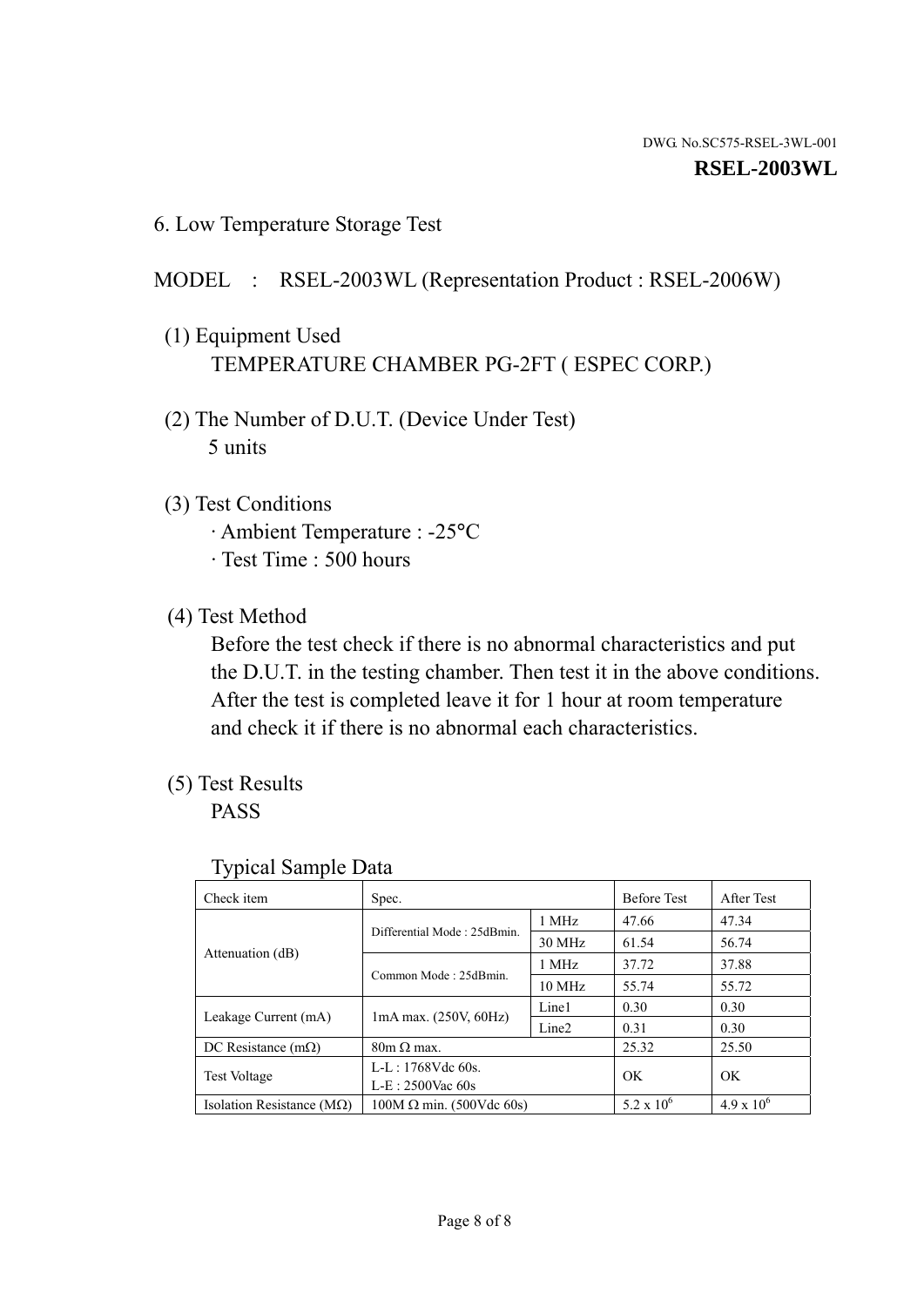DWG. No.SC575-RSEL-3WL-001

**RSEL-2003WL**

## 6. Low Temperature Storage Test

MODEL : RSEL-2003WL (Representation Product : RSEL-2006W)

(1) Equipment Used
TEMPERATURE CHAMBER PG-2FT ( ESPEC CORP.)

(2) The Number of D.U.T. (Device Under Test)
5 units

(3) Test Conditions
· Ambient Temperature : -25°C
· Test Time : 500 hours

(4) Test Method
Before the test check if there is no abnormal characteristics and put the D.U.T. in the testing chamber. Then test it in the above conditions. After the test is completed leave it for 1 hour at room temperature and check it if there is no abnormal each characteristics.

(5) Test Results
PASS

Typical Sample Data

| Check item | Spec. | | Before Test | After Test |
|---|---|---|---|---|
| Attenuation (dB) | Differential Mode : 25dBmin. | 1 MHz | 47.66 | 47.34 |
| | | 30 MHz | 61.54 | 56.74 |
| | Common Mode : 25dBmin. | 1 MHz | 37.72 | 37.88 |
| | | 10 MHz | 55.74 | 55.72 |
| Leakage Current (mA) | 1mA max. (250V, 60Hz) | Line1 | 0.30 | 0.30 |
| | | Line2 | 0.31 | 0.30 |
| DC Resistance (mΩ) | 80m Ω max. | | 25.32 | 25.50 |
| Test Voltage | L-L : 1768Vdc 60s. L-E : 2500Vac 60s | | OK | OK |
| Isolation Resistance (MΩ) | 100M Ω min. (500Vdc 60s) | | $5.2 \times 10^6$ | $4.9 \times 10^6$ |